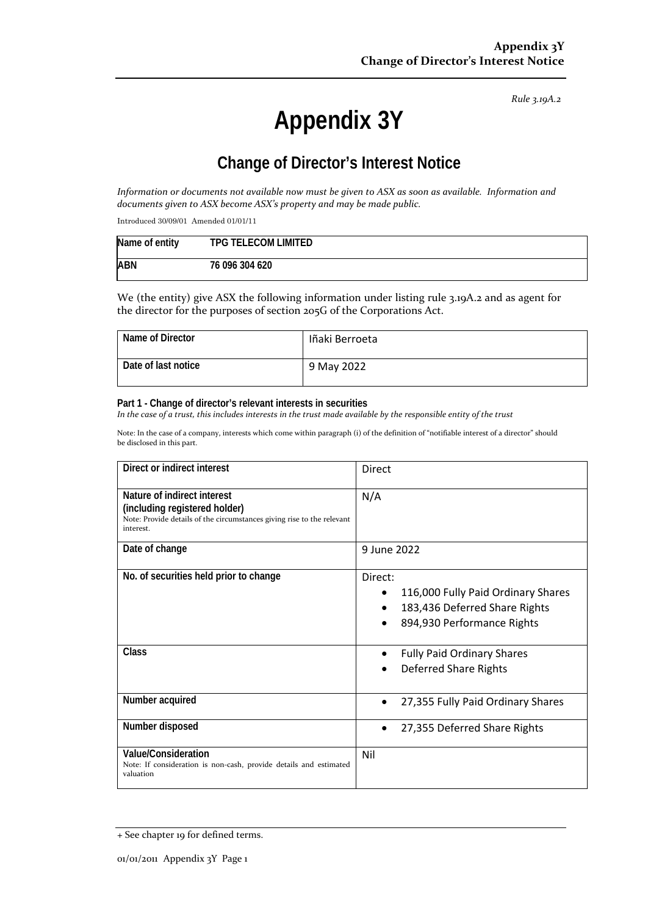*Rule 3.19A.2*

# Appendix 3Y

## Change of Director's Interest Notice

*Information or documents not available now must be given to ASX as soon as available. Information and documents given to ASX become ASX's property and may be made public.*

Introduced 30/09/01 Amended 01/01/11

| Name of entity | TPG TELECOM LIMITED |
|---|---|
| ABN | 76 096 304 620 |

We (the entity) give ASX the following information under listing rule 3.19A.2 and as agent for the director for the purposes of section 205G of the Corporations Act.

| Name of Director | Iñaki Berroeta |
|---|---|
| Date of last notice | 9 May 2022 |

**Part 1 - Change of director's relevant interests in securities**

*In the case of a trust, this includes interests in the trust made available by the responsible entity of the trust*

Note: In the case of a company, interests which come within paragraph (i) of the definition of "notifiable interest of a director" should be disclosed in this part.

| Direct or indirect interest | Direct |
|---|---|
| **Nature of indirect interest (including registered holder)**<br>Note: Provide details of the circumstances giving rise to the relevant interest. | N/A |
| **Date of change** | 9 June 2022 |
| **No. of securities held prior to change** | Direct:<br>• 116,000 Fully Paid Ordinary Shares<br>• 183,436 Deferred Share Rights<br>• 894,930 Performance Rights |
| **Class** | • Fully Paid Ordinary Shares<br>• Deferred Share Rights |
| **Number acquired** | • 27,355 Fully Paid Ordinary Shares |
| **Number disposed** | • 27,355 Deferred Share Rights |
| **Value/Consideration**<br>Note: If consideration is non-cash, provide details and estimated valuation | Nil |

+ See chapter 19 for defined terms.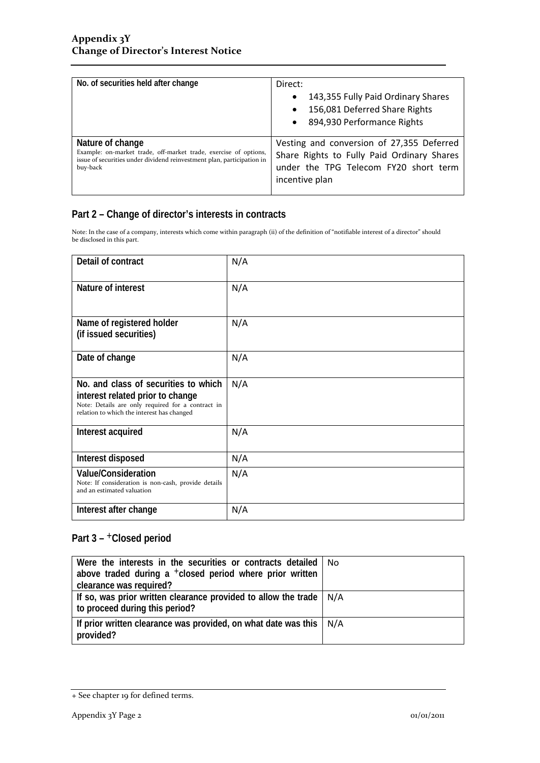| | |
|---|---|
| **No. of securities held after change** | Direct:<br>• 143,355 Fully Paid Ordinary Shares<br>• 156,081 Deferred Share Rights<br>• 894,930 Performance Rights |
| **Nature of change**<br>Example: on-market trade, off-market trade, exercise of options, issue of securities under dividend reinvestment plan, participation in buy-back | Vesting and conversion of 27,355 Deferred Share Rights to Fully Paid Ordinary Shares under the TPG Telecom FY20 short term incentive plan |

## Part 2 – Change of director's interests in contracts

Note: In the case of a company, interests which come within paragraph (ii) of the definition of "notifiable interest of a director" should be disclosed in this part.

| | |
|---|---|
| **Detail of contract** | N/A |
| **Nature of interest** | N/A |
| **Name of registered holder (if issued securities)** | N/A |
| **Date of change** | N/A |
| **No. and class of securities to which interest related prior to change**<br>Note: Details are only required for a contract in relation to which the interest has changed | N/A |
| **Interest acquired** | N/A |
| **Interest disposed** | N/A |
| **Value/Consideration**<br>Note: If consideration is non-cash, provide details and an estimated valuation | N/A |
| **Interest after change** | N/A |

## Part 3 – +Closed period

| | |
|---|---|
| **Were the interests in the securities or contracts detailed above traded during a +closed period where prior written clearance was required?** | No |
| **If so, was prior written clearance provided to allow the trade to proceed during this period?** | N/A |
| **If prior written clearance was provided, on what date was this provided?** | N/A |

+ See chapter 19 for defined terms.